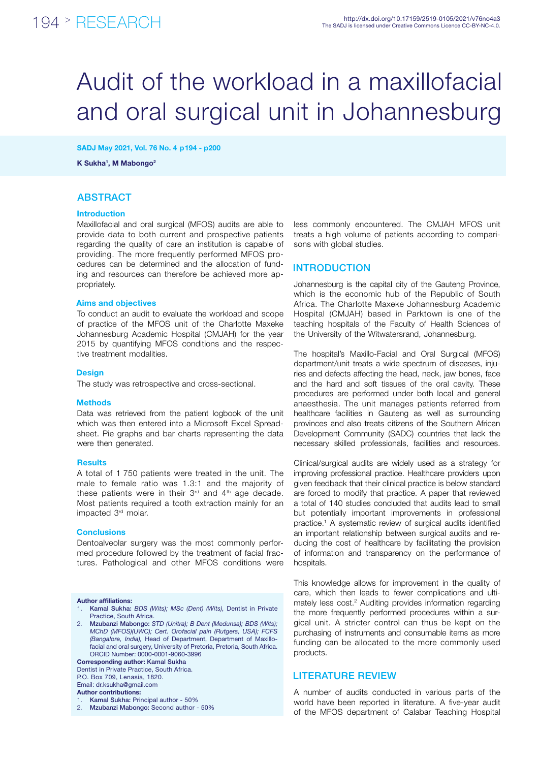# Audit of the workload in a maxillofacial and oral surgical unit in Johannesburg

**K Sukha[1], M Mabongo[2]**

## ABSTRACT

### Introduction

Maxillofacial and oral surgical (MFOS) audits are able to provide data to both current and prospective patients regarding the quality of care an institution is capable of providing. The more frequently performed MFOS procedures can be determined and the allocation of funding and resources can therefore be achieved more appropriately.

### Aims and objectives

To conduct an audit to evaluate the workload and scope of practice of the MFOS unit of the Charlotte Maxeke Johannesburg Academic Hospital (CMJAH) for the year 2015 by quantifying MFOS conditions and the respective treatment modalities.

### Design

The study was retrospective and cross-sectional.

### Methods

Data was retrieved from the patient logbook of the unit which was then entered into a Microsoft Excel Spreadsheet. Pie graphs and bar charts representing the data were then generated.

### Results

A total of 1 750 patients were treated in the unit. The male to female ratio was 1.3:1 and the majority of these patients were in their 3rd and 4th age decade. Most patients required a tooth extraction mainly for an impacted 3rd molar.

### Conclusions

Dentoalveolar surgery was the most commonly performed procedure followed by the treatment of facial fractures. Pathological and other MFOS conditions were less commonly encountered. The CMJAH MFOS unit treats a high volume of patients according to comparisons with global studies.

**Author affiliations:**

1. **Kamal Sukha:** *BDS (Wits); MSc (Dent) (Wits),* Dentist in Private Practice, South Africa.
2. **Mzubanzi Mabongo:** *STD (Unitra); B Dent (Medunsa); BDS (Wits); MChD (MFOS)(UWC); Cert. Orofacial pain (Rutgers, USA); FCFS (Bangalore, India),* Head of Department, Department of Maxillofacial and oral surgery, University of Pretoria, Pretoria, South Africa. ORCID Number: 0000-0001-9060-3996

**Corresponding author: Kamal Sukha**

Dentist in Private Practice, South Africa.
P.O. Box 709, Lenasia, 1820.
Email: dr.ksukha@gmail.com

**Author contributions:**

1. **Kamal Sukha:** Principal author - 50%
2. **Mzubanzi Mabongo:** Second author - 50%

## INTRODUCTION

Johannesburg is the capital city of the Gauteng Province, which is the economic hub of the Republic of South Africa. The Charlotte Maxeke Johannesburg Academic Hospital (CMJAH) based in Parktown is one of the teaching hospitals of the Faculty of Health Sciences of the University of the Witwatersrand, Johannesburg.

The hospital's Maxillo-Facial and Oral Surgical (MFOS) department/unit treats a wide spectrum of diseases, injuries and defects affecting the head, neck, jaw bones, face and the hard and soft tissues of the oral cavity. These procedures are performed under both local and general anaesthesia. The unit manages patients referred from healthcare facilities in Gauteng as well as surrounding provinces and also treats citizens of the Southern African Development Community (SADC) countries that lack the necessary skilled professionals, facilities and resources.

Clinical/surgical audits are widely used as a strategy for improving professional practice. Healthcare providers upon given feedback that their clinical practice is below standard are forced to modify that practice. A paper that reviewed a total of 140 studies concluded that audits lead to small but potentially important improvements in professional practice.[1] A systematic review of surgical audits identified an important relationship between surgical audits and reducing the cost of healthcare by facilitating the provision of information and transparency on the performance of hospitals.

This knowledge allows for improvement in the quality of care, which then leads to fewer complications and ultimately less cost.[2] Auditing provides information regarding the more frequently performed procedures within a surgical unit. A stricter control can thus be kept on the purchasing of instruments and consumable items as more funding can be allocated to the more commonly used products.

## LITERATURE REVIEW

A number of audits conducted in various parts of the world have been reported in literature. A five-year audit of the MFOS department of Calabar Teaching Hospital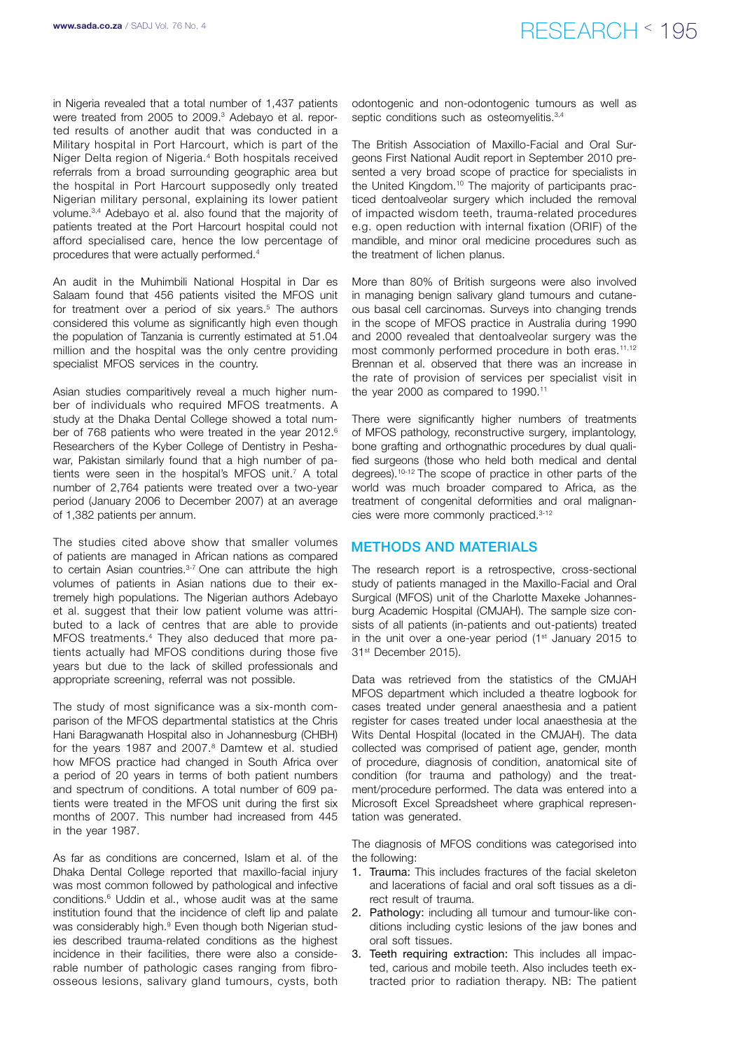in Nigeria revealed that a total number of 1,437 patients were treated from 2005 to 2009.[3] Adebayo et al. reported results of another audit that was conducted in a Military hospital in Port Harcourt, which is part of the Niger Delta region of Nigeria.[4] Both hospitals received referrals from a broad surrounding geographic area but the hospital in Port Harcourt supposedly only treated Nigerian military personal, explaining its lower patient volume.[3,4] Adebayo et al. also found that the majority of patients treated at the Port Harcourt hospital could not afford specialised care, hence the low percentage of procedures that were actually performed.[4]

An audit in the Muhimbili National Hospital in Dar es Salaam found that 456 patients visited the MFOS unit for treatment over a period of six years.[5] The authors considered this volume as significantly high even though the population of Tanzania is currently estimated at 51.04 million and the hospital was the only centre providing specialist MFOS services in the country.

Asian studies comparitively reveal a much higher number of individuals who required MFOS treatments. A study at the Dhaka Dental College showed a total number of 768 patients who were treated in the year 2012.[6] Researchers of the Kyber College of Dentistry in Peshawar, Pakistan similarly found that a high number of patients were seen in the hospital's MFOS unit.[7] A total number of 2,764 patients were treated over a two-year period (January 2006 to December 2007) at an average of 1,382 patients per annum.

The studies cited above show that smaller volumes of patients are managed in African nations as compared to certain Asian countries.[3-7] One can attribute the high volumes of patients in Asian nations due to their extremely high populations. The Nigerian authors Adebayo et al. suggest that their low patient volume was attributed to a lack of centres that are able to provide MFOS treatments.[4] They also deduced that more patients actually had MFOS conditions during those five years but due to the lack of skilled professionals and appropriate screening, referral was not possible.

The study of most significance was a six-month comparison of the MFOS departmental statistics at the Chris Hani Baragwanath Hospital also in Johannesburg (CHBH) for the years 1987 and 2007.[8] Damtew et al. studied how MFOS practice had changed in South Africa over a period of 20 years in terms of both patient numbers and spectrum of conditions. A total number of 609 patients were treated in the MFOS unit during the first six months of 2007. This number had increased from 445 in the year 1987.

As far as conditions are concerned, Islam et al. of the Dhaka Dental College reported that maxillo-facial injury was most common followed by pathological and infective conditions.[6] Uddin et al., whose audit was at the same institution found that the incidence of cleft lip and palate was considerably high.[9] Even though both Nigerian studies described trauma-related conditions as the highest incidence in their facilities, there were also a considerable number of pathologic cases ranging from fibro-osseous lesions, salivary gland tumours, cysts, both odontogenic and non-odontogenic tumours as well as septic conditions such as osteomyelitis.[3,4]

The British Association of Maxillo-Facial and Oral Surgeons First National Audit report in September 2010 presented a very broad scope of practice for specialists in the United Kingdom.[10] The majority of participants practiced dentoalveolar surgery which included the removal of impacted wisdom teeth, trauma-related procedures e.g. open reduction with internal fixation (ORIF) of the mandible, and minor oral medicine procedures such as the treatment of lichen planus.

More than 80% of British surgeons were also involved in managing benign salivary gland tumours and cutaneous basal cell carcinomas. Surveys into changing trends in the scope of MFOS practice in Australia during 1990 and 2000 revealed that dentoalveolar surgery was the most commonly performed procedure in both eras.[11,12] Brennan et al. observed that there was an increase in the rate of provision of services per specialist visit in the year 2000 as compared to 1990.[11]

There were significantly higher numbers of treatments of MFOS pathology, reconstructive surgery, implantology, bone grafting and orthognathic procedures by dual qualified surgeons (those who held both medical and dental degrees).[10-12] The scope of practice in other parts of the world was much broader compared to Africa, as the treatment of congenital deformities and oral malignancies were more commonly practiced.[3-12]

## METHODS AND MATERIALS

The research report is a retrospective, cross-sectional study of patients managed in the Maxillo-Facial and Oral Surgical (MFOS) unit of the Charlotte Maxeke Johannesburg Academic Hospital (CMJAH). The sample size consists of all patients (in-patients and out-patients) treated in the unit over a one-year period (1st January 2015 to 31st December 2015).

Data was retrieved from the statistics of the CMJAH MFOS department which included a theatre logbook for cases treated under general anaesthesia and a patient register for cases treated under local anaesthesia at the Wits Dental Hospital (located in the CMJAH). The data collected was comprised of patient age, gender, month of procedure, diagnosis of condition, anatomical site of condition (for trauma and pathology) and the treatment/procedure performed. The data was entered into a Microsoft Excel Spreadsheet where graphical representation was generated.

The diagnosis of MFOS conditions was categorised into the following:

1. Trauma: This includes fractures of the facial skeleton and lacerations of facial and oral soft tissues as a direct result of trauma.
2. Pathology: including all tumour and tumour-like conditions including cystic lesions of the jaw bones and oral soft tissues.
3. Teeth requiring extraction: This includes all impacted, carious and mobile teeth. Also includes teeth extracted prior to radiation therapy. NB: The patient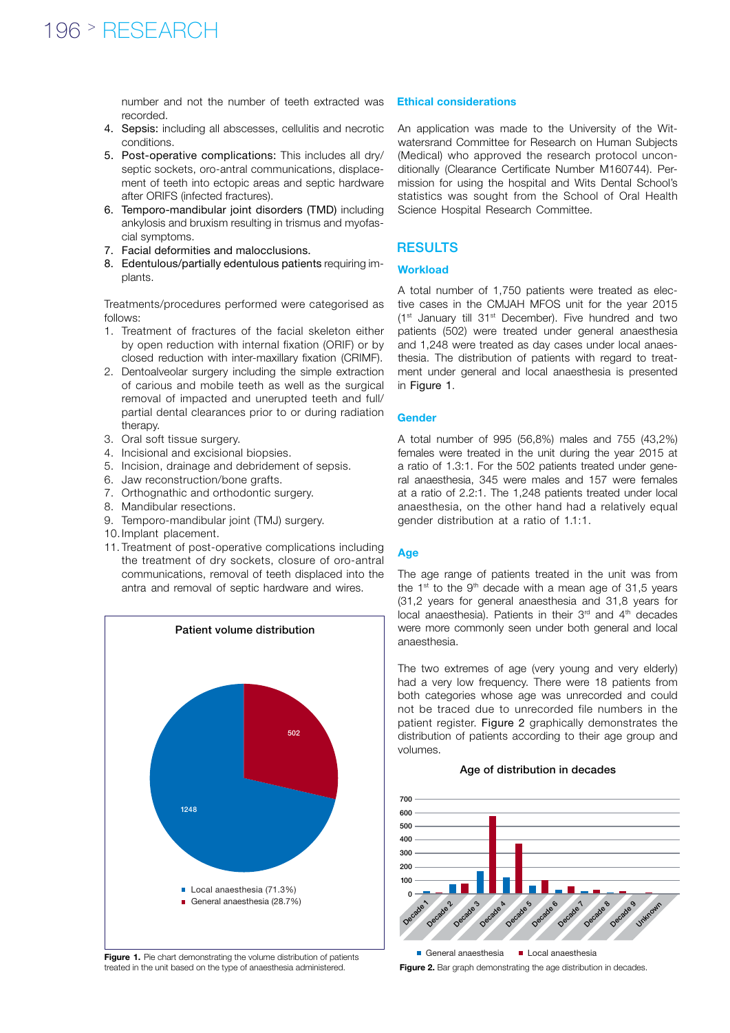number and not the number of teeth extracted was recorded.

4. Sepsis: including all abscesses, cellulitis and necrotic conditions.
5. Post-operative complications: This includes all dry/ septic sockets, oro-antral communications, displacement of teeth into ectopic areas and septic hardware after ORIFS (infected fractures).
6. Temporo-mandibular joint disorders (TMD) including ankylosis and bruxism resulting in trismus and myofascial symptoms.
7. Facial deformities and malocclusions.
8. Edentulous/partially edentulous patients requiring implants.

Treatments/procedures performed were categorised as follows:

1. Treatment of fractures of the facial skeleton either by open reduction with internal fixation (ORIF) or by closed reduction with inter-maxillary fixation (CRIMF).
2. Dentoalveolar surgery including the simple extraction of carious and mobile teeth as well as the surgical removal of impacted and unerupted teeth and full/ partial dental clearances prior to or during radiation therapy.
3. Oral soft tissue surgery.
4. Incisional and excisional biopsies.
5. Incision, drainage and debridement of sepsis.
6. Jaw reconstruction/bone grafts.
7. Orthognathic and orthodontic surgery.
8. Mandibular resections.
9. Temporo-mandibular joint (TMJ) surgery.
10. Implant placement.
11. Treatment of post-operative complications including the treatment of dry sockets, closure of oro-antral communications, removal of teeth displaced into the antra and removal of septic hardware and wires.

**Figure 1.** Pie chart demonstrating the volume distribution of patients treated in the unit based on the type of anaesthesia administered.

### Ethical considerations

An application was made to the University of the Witwatersrand Committee for Research on Human Subjects (Medical) who approved the research protocol unconditionally (Clearance Certificate Number M160744). Permission for using the hospital and Wits Dental School's statistics was sought from the School of Oral Health Science Hospital Research Committee.

## RESULTS

### Workload

A total number of 1,750 patients were treated as elective cases in the CMJAH MFOS unit for the year 2015 (1st January till 31st December). Five hundred and two patients (502) were treated under general anaesthesia and 1,248 were treated as day cases under local anaesthesia. The distribution of patients with regard to treatment under general and local anaesthesia is presented in Figure 1.

### Gender

A total number of 995 (56,8%) males and 755 (43,2%) females were treated in the unit during the year 2015 at a ratio of 1.3:1. For the 502 patients treated under general anaesthesia, 345 were males and 157 were females at a ratio of 2.2:1. The 1,248 patients treated under local anaesthesia, on the other hand had a relatively equal gender distribution at a ratio of 1.1:1.

### Age

The age range of patients treated in the unit was from the 1st to the 9th decade with a mean age of 31,5 years (31,2 years for general anaesthesia and 31,8 years for local anaesthesia). Patients in their 3rd and 4th decades were more commonly seen under both general and local anaesthesia.

The two extremes of age (very young and very elderly) had a very low frequency. There were 18 patients from both categories whose age was unrecorded and could not be traced due to unrecorded file numbers in the patient register. Figure 2 graphically demonstrates the distribution of patients according to their age group and volumes.

**Figure 2.** Bar graph demonstrating the age distribution in decades.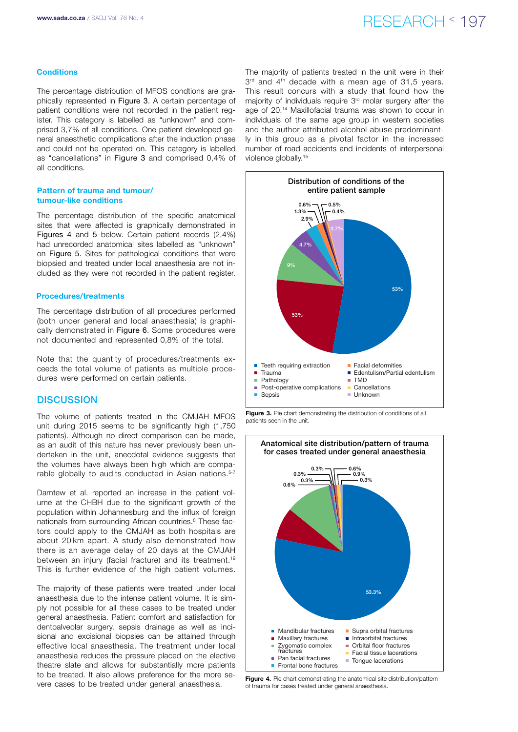### Conditions

The percentage distribution of MFOS condtions are graphically represented in Figure 3. A certain percentage of patient conditions were not recorded in the patient register. This category is labelled as "unknown" and comprised 3,7% of all conditions. One patient developed general anaesthetic complications after the induction phase and could not be operated on. This category is labelled as "cancellations" in Figure 3 and comprised 0,4% of all conditions.

### Pattern of trauma and tumour/ tumour-like conditions

The percentage distribution of the specific anatomical sites that were affected is graphically demonstrated in Figures 4 and 5 below. Certain patient records (2,4%) had unrecorded anatomical sites labelled as "unknown" on Figure 5. Sites for pathological conditions that were biopsied and treated under local anaesthesia are not included as they were not recorded in the patient register.

### Procedures/treatments

The percentage distribution of all procedures performed (both under general and local anaesthesia) is graphically demonstrated in Figure 6. Some procedures were not documented and represented 0,8% of the total.

Note that the quantity of procedures/treatments exceeds the total volume of patients as multiple procedures were performed on certain patients.

## DISCUSSION

The volume of patients treated in the CMJAH MFOS unit during 2015 seems to be significantly high (1,750 patients). Although no direct comparison can be made, as an audit of this nature has never previously been undertaken in the unit, anecdotal evidence suggests that the volumes have always been high which are comparable globally to audits conducted in Asian nations.[5-7]

Damtew et al. reported an increase in the patient volume at the CHBH due to the significant growth of the population within Johannesburg and the influx of foreign nationals from surrounding African countries.[8] These factors could apply to the CMJAH as both hospitals are about 20 km apart. A study also demonstrated how there is an average delay of 20 days at the CMJAH between an injury (facial fracture) and its treatment.[19] This is further evidence of the high patient volumes.

The majority of these patients were treated under local anaesthesia due to the intense patient volume. It is simply not possible for all these cases to be treated under general anaesthesia. Patient comfort and satisfaction for dentoalveolar surgery, sepsis drainage as well as incisional and excisional biopsies can be attained through effective local anaesthesia. The treatment under local anaesthesia reduces the pressure placed on the elective theatre slate and allows for substantially more patients to be treated. It also allows preference for the more severe cases to be treated under general anaesthesia.

The majority of patients treated in the unit were in their 3rd and 4th decade with a mean age of 31,5 years. This result concurs with a study that found how the majority of individuals require 3rd molar surgery after the age of 20.[14] Maxillofacial trauma was shown to occur in individuals of the same age group in western societies and the author attributed alcohol abuse predominantly in this group as a pivotal factor in the increased number of road accidents and incidents of interpersonal violence globally.[15]

Figure 3. Pie chart demonstrating the distribution of conditions of all patients seen in the unit.

Figure 4. Pie chart demonstrating the anatomical site distribution/pattern of trauma for cases treated under general anaesthesia.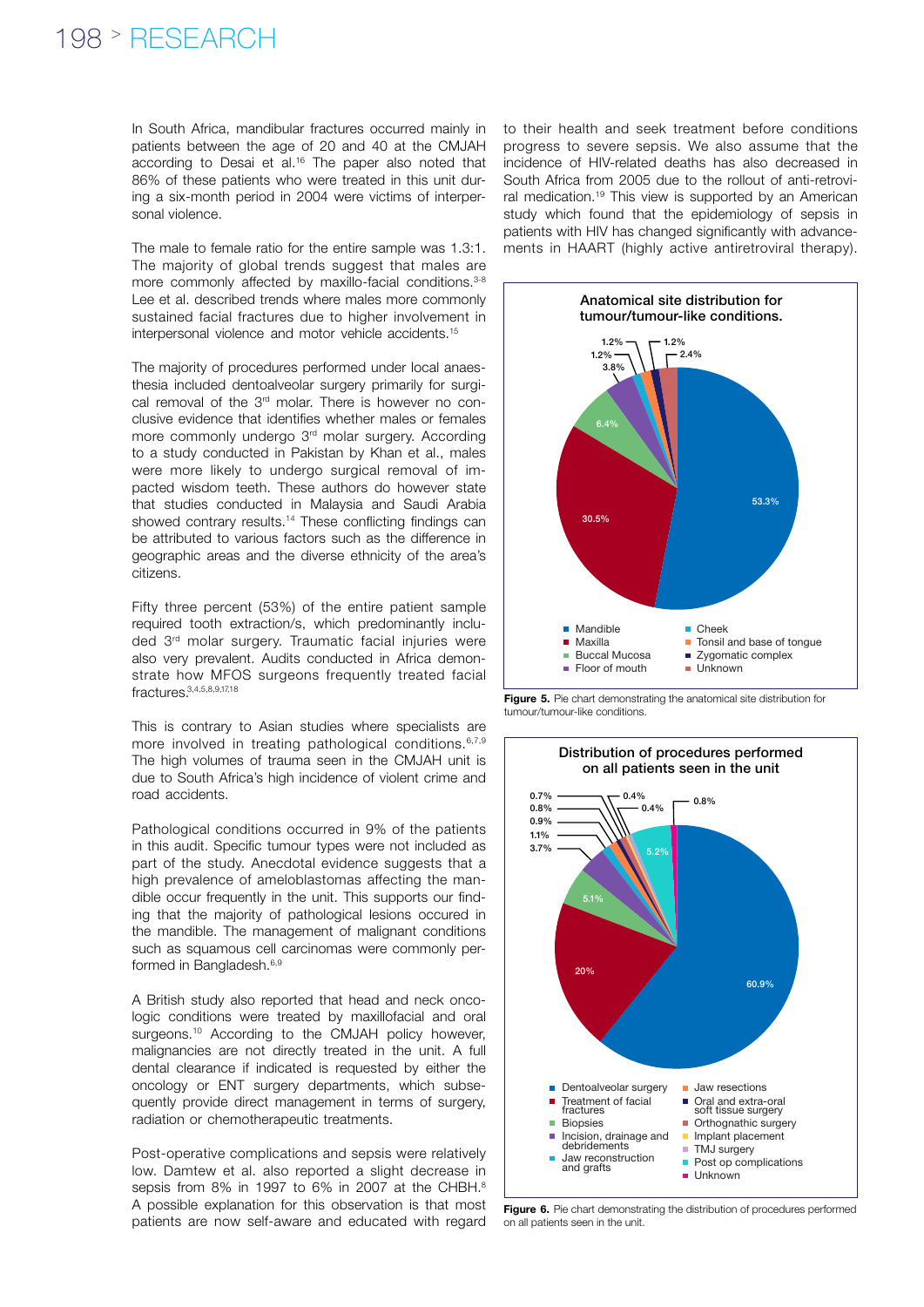In South Africa, mandibular fractures occurred mainly in patients between the age of 20 and 40 at the CMJAH according to Desai et al.[16] The paper also noted that 86% of these patients who were treated in this unit during a six-month period in 2004 were victims of interpersonal violence.

The male to female ratio for the entire sample was 1.3:1. The majority of global trends suggest that males are more commonly affected by maxillo-facial conditions.[3-8] Lee et al. described trends where males more commonly sustained facial fractures due to higher involvement in interpersonal violence and motor vehicle accidents.[15]

The majority of procedures performed under local anaesthesia included dentoalveolar surgery primarily for surgical removal of the 3rd molar. There is however no conclusive evidence that identifies whether males or females more commonly undergo 3rd molar surgery. According to a study conducted in Pakistan by Khan et al., males were more likely to undergo surgical removal of impacted wisdom teeth. These authors do however state that studies conducted in Malaysia and Saudi Arabia showed contrary results.[14] These conflicting findings can be attributed to various factors such as the difference in geographic areas and the diverse ethnicity of the area's citizens.

Fifty three percent (53%) of the entire patient sample required tooth extraction/s, which predominantly included 3rd molar surgery. Traumatic facial injuries were also very prevalent. Audits conducted in Africa demonstrate how MFOS surgeons frequently treated facial fractures.[3,4,5,8,9,17,18]

This is contrary to Asian studies where specialists are more involved in treating pathological conditions.[6,7,9] The high volumes of trauma seen in the CMJAH unit is due to South Africa's high incidence of violent crime and road accidents.

Pathological conditions occurred in 9% of the patients in this audit. Specific tumour types were not included as part of the study. Anecdotal evidence suggests that a high prevalence of ameloblastomas affecting the mandible occur frequently in the unit. This supports our finding that the majority of pathological lesions occured in the mandible. The management of malignant conditions such as squamous cell carcinomas were commonly performed in Bangladesh.[6,9]

A British study also reported that head and neck oncologic conditions were treated by maxillofacial and oral surgeons.[10] According to the CMJAH policy however, malignancies are not directly treated in the unit. A full dental clearance if indicated is requested by either the oncology or ENT surgery departments, which subsequently provide direct management in terms of surgery, radiation or chemotherapeutic treatments.

Post-operative complications and sepsis were relatively low. Damtew et al. also reported a slight decrease in sepsis from 8% in 1997 to 6% in 2007 at the CHBH.[8] A possible explanation for this observation is that most patients are now self-aware and educated with regard to their health and seek treatment before conditions progress to severe sepsis. We also assume that the incidence of HIV-related deaths has also decreased in South Africa from 2005 due to the rollout of anti-retroviral medication.[19] This view is supported by an American study which found that the epidemiology of sepsis in patients with HIV has changed significantly with advancements in HAART (highly active antiretroviral therapy).

**Anatomical site distribution for tumour/tumour-like conditions.**

| Site | % |
|---|---|
| Mandible | 53.3% |
| Maxilla | 30.5% |
| Buccal Mucosa | 6.4% |
| Floor of mouth | 3.8% |
| Cheek | 1.2% |
| Tonsil and base of tongue | 1.2% |
| Zygomatic complex | 1.2% |
| Unknown | 2.4% |

**Figure 5.** Pie chart demonstrating the anatomical site distribution for tumour/tumour-like conditions.

**Distribution of procedures performed on all patients seen in the unit**

| Procedure | % |
|---|---|
| Dentoalveolar surgery | 60.9% |
| Treatment of facial fractures | 20% |
| Biopsies | 5.1% |
| Incision, drainage and debridements | 3.7% |
| Jaw reconstruction and grafts | 1.1% |
| Jaw resections | 0.9% |
| Oral and extra-oral soft tissue surgery | 0.8% |
| Orthognathic surgery | 0.7% |
| Implant placement | 0.4% |
| TMJ surgery | 0.4% |
| Post op complications | 5.2% |
| Unknown | 0.8% |

**Figure 6.** Pie chart demonstrating the distribution of procedures performed on all patients seen in the unit.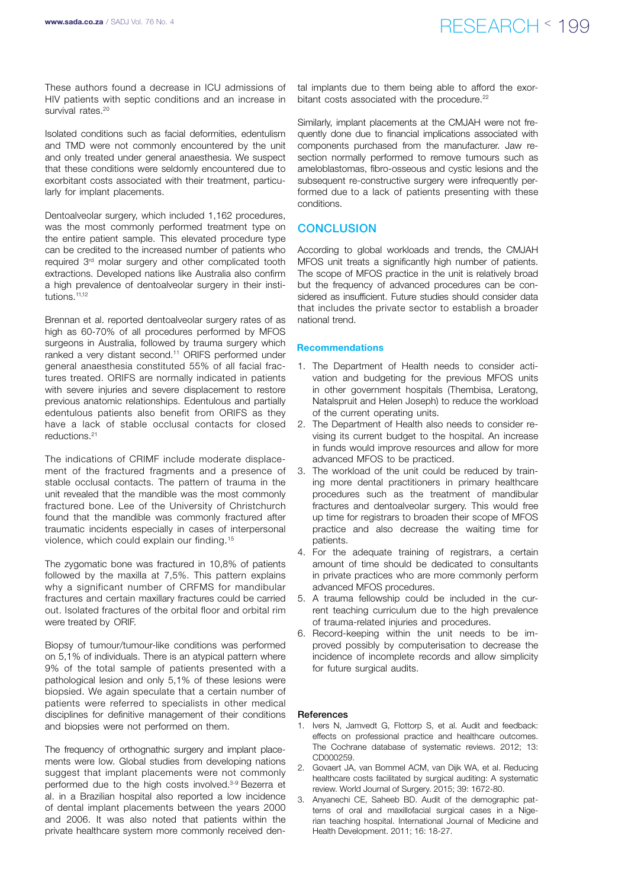These authors found a decrease in ICU admissions of HIV patients with septic conditions and an increase in survival rates.[20]

Isolated conditions such as facial deformities, edentulism and TMD were not commonly encountered by the unit and only treated under general anaesthesia. We suspect that these conditions were seldomly encountered due to exorbitant costs associated with their treatment, particularly for implant placements.

Dentoalveolar surgery, which included 1,162 procedures, was the most commonly performed treatment type on the entire patient sample. This elevated procedure type can be credited to the increased number of patients who required 3rd molar surgery and other complicated tooth extractions. Developed nations like Australia also confirm a high prevalence of dentoalveolar surgery in their institutions.[11,12]

Brennan et al. reported dentoalveolar surgery rates of as high as 60-70% of all procedures performed by MFOS surgeons in Australia, followed by trauma surgery which ranked a very distant second.[11] ORIFS performed under general anaesthesia constituted 55% of all facial fractures treated. ORIFS are normally indicated in patients with severe injuries and severe displacement to restore previous anatomic relationships. Edentulous and partially edentulous patients also benefit from ORIFS as they have a lack of stable occlusal contacts for closed reductions.[21]

The indications of CRIMF include moderate displacement of the fractured fragments and a presence of stable occlusal contacts. The pattern of trauma in the unit revealed that the mandible was the most commonly fractured bone. Lee of the University of Christchurch found that the mandible was commonly fractured after traumatic incidents especially in cases of interpersonal violence, which could explain our finding.[15]

The zygomatic bone was fractured in 10,8% of patients followed by the maxilla at 7,5%. This pattern explains why a significant number of CRFMS for mandibular fractures and certain maxillary fractures could be carried out. Isolated fractures of the orbital floor and orbital rim were treated by ORIF.

Biopsy of tumour/tumour-like conditions was performed on 5,1% of individuals. There is an atypical pattern where 9% of the total sample of patients presented with a pathological lesion and only 5,1% of these lesions were biopsied. We again speculate that a certain number of patients were referred to specialists in other medical disciplines for definitive management of their conditions and biopsies were not performed on them.

The frequency of orthognathic surgery and implant placements were low. Global studies from developing nations suggest that implant placements were not commonly performed due to the high costs involved.[3-9] Bezerra et al. in a Brazilian hospital also reported a low incidence of dental implant placements between the years 2000 and 2006. It was also noted that patients within the private healthcare system more commonly received dental implants due to them being able to afford the exorbitant costs associated with the procedure.[22]

Similarly, implant placements at the CMJAH were not frequently done due to financial implications associated with components purchased from the manufacturer. Jaw resection normally performed to remove tumours such as ameloblastomas, fibro-osseous and cystic lesions and the subsequent re-constructive surgery were infrequently performed due to a lack of patients presenting with these conditions.

## CONCLUSION

According to global workloads and trends, the CMJAH MFOS unit treats a significantly high number of patients. The scope of MFOS practice in the unit is relatively broad but the frequency of advanced procedures can be considered as insufficient. Future studies should consider data that includes the private sector to establish a broader national trend.

### Recommendations

1. The Department of Health needs to consider activation and budgeting for the previous MFOS units in other government hospitals (Thembisa, Leratong, Natalspruit and Helen Joseph) to reduce the workload of the current operating units.
2. The Department of Health also needs to consider revising its current budget to the hospital. An increase in funds would improve resources and allow for more advanced MFOS to be practiced.
3. The workload of the unit could be reduced by training more dental practitioners in primary healthcare procedures such as the treatment of mandibular fractures and dentoalveolar surgery. This would free up time for registrars to broaden their scope of MFOS practice and also decrease the waiting time for patients.
4. For the adequate training of registrars, a certain amount of time should be dedicated to consultants in private practices who are more commonly perform advanced MFOS procedures.
5. A trauma fellowship could be included in the current teaching curriculum due to the high prevalence of trauma-related injuries and procedures.
6. Record-keeping within the unit needs to be improved possibly by computerisation to decrease the incidence of incomplete records and allow simplicity for future surgical audits.

#### References

1. Ivers N, Jamvedt G, Flottorp S, et al. Audit and feedback: effects on professional practice and healthcare outcomes. The Cochrane database of systematic reviews. 2012; 13: CD000259.
2. Govaert JA, van Bommel ACM, van Dijk WA, et al. Reducing healthcare costs facilitated by surgical auditing: A systematic review. World Journal of Surgery. 2015; 39: 1672-80.
3. Anyanechi CE, Saheeb BD. Audit of the demographic patterns of oral and maxillofacial surgical cases in a Nigerian teaching hospital. International Journal of Medicine and Health Development. 2011; 16: 18-27.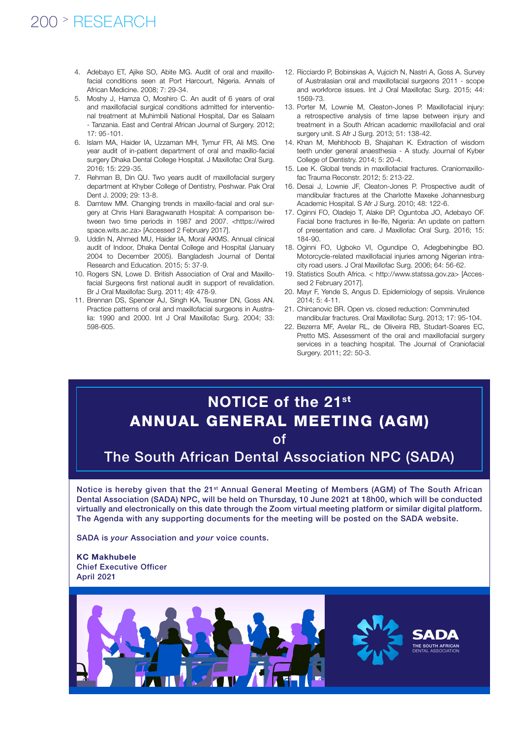4. Adebayo ET, Ajike SO, Abite MG. Audit of oral and maxillofacial conditions seen at Port Harcourt, Nigeria. Annals of African Medicine. 2008; 7: 29-34.
5. Moshy J, Hamza O, Moshiro C. An audit of 6 years of oral and maxillofacial surgical conditions admitted for interventional treatment at Muhimbili National Hospital, Dar es Salaam - Tanzania. East and Central African Journal of Surgery. 2012; 17: 95-101.
6. Islam MA, Haider IA, Uzzaman MH, Tymur FR, Ali MS. One year audit of in-patient department of oral and maxillo-facial surgery Dhaka Dental College Hospital. J Maxillofac Oral Surg. 2016; 15: 229-35.
7. Rehman B, Din QU. Two years audit of maxillofacial surgery department at Khyber College of Dentistry, Peshwar. Pak Oral Dent J. 2009; 29: 13-8.
8. Damtew MM. Changing trends in maxillo-facial and oral surgery at Chris Hani Baragwanath Hospital: A comparison between two time periods in 1987 and 2007. <https://wiredspace.wits.ac.za> [Accessed 2 February 2017].
9. Uddin N, Ahmed MU, Haider IA, Moral AKMS. Annual clinical audit of Indoor, Dhaka Dental College and Hospital (January 2004 to December 2005). Bangladesh Journal of Dental Research and Education. 2015; 5: 37-9.
10. Rogers SN, Lowe D. British Association of Oral and Maxillofacial Surgeons first national audit in support of revalidation. Br J Oral Maxillofac Surg. 2011; 49: 478-9.
11. Brennan DS, Spencer AJ, Singh KA, Teusner DN, Goss AN. Practice patterns of oral and maxillofacial surgeons in Australia: 1990 and 2000. Int J Oral Maxillofac Surg. 2004; 33: 598-605.
12. Ricciardo P, Bobinskas A, Vujcich N, Nastri A, Goss A. Survey of Australasian oral and maxillofacial surgeons 2011 - scope and workforce issues. Int J Oral Maxillofac Surg. 2015; 44: 1569-73.
13. Porter M, Lownie M, Cleaton-Jones P. Maxillofacial injury: a retrospective analysis of time lapse between injury and treatment in a South African academic maxillofacial and oral surgery unit. S Afr J Surg. 2013; 51: 138-42.
14. Khan M, Mehbhoob B, Shajahan K. Extraction of wisdom teeth under general anaesthesia - A study. Journal of Kyber College of Dentistry. 2014; 5: 20-4.
15. Lee K. Global trends in maxillofacial fractures. Craniomaxillofac Trauma Reconstr. 2012; 5: 213-22.
16. Desai J, Lownie JF, Cleaton-Jones P. Prospective audit of mandibular fractures at the Charlotte Maxeke Johannesburg Academic Hospital. S Afr J Surg. 2010; 48: 122-6.
17. Oginni FO, Oladejo T, Alake DP, Oguntoba JO, Adebayo OF. Facial bone fractures in Ile-Ife, Nigeria: An update on pattern of presentation and care. J Maxillofac Oral Surg. 2016; 15: 184-90.
18. Oginni FO, Ugboko VI, Ogundipe O, Adegbehingbe BO. Motorcycle-related maxillofacial injuries among Nigerian intracity road users. J Oral Maxillofac Surg. 2006; 64: 56-62.
19. Statistics South Africa. < http://www.statssa.gov.za> [Accessed 2 February 2017].
20. Mayr F, Yende S, Angus D. Epidemiology of sepsis. Virulence 2014; 5: 4-11.
21. Chircanovic BR. Open vs. closed reduction: Comminuted mandibular fractures. Oral Maxillofac Surg. 2013; 17: 95-104.
22. Bezerra MF, Avelar RL, de Oliveira RB, Studart-Soares EC, Pretto MS. Assessment of the oral and maxillofacial surgery services in a teaching hospital. The Journal of Craniofacial Surgery. 2011; 22: 50-3.

# NOTICE of the 21st ANNUAL GENERAL MEETING (AGM) of The South African Dental Association NPC (SADA)

Notice is hereby given that the 21st Annual General Meeting of Members (AGM) of The South African Dental Association (SADA) NPC, will be held on Thursday, 10 June 2021 at 18h00, which will be conducted virtually and electronically on this date through the Zoom virtual meeting platform or similar digital platform. The Agenda with any supporting documents for the meeting will be posted on the SADA website.

SADA is *your* Association and *your* voice counts.

**KC Makhubele**
**Chief Executive Officer**
**April 2021**

SADA
THE SOUTH AFRICAN DENTAL ASSOCIATION